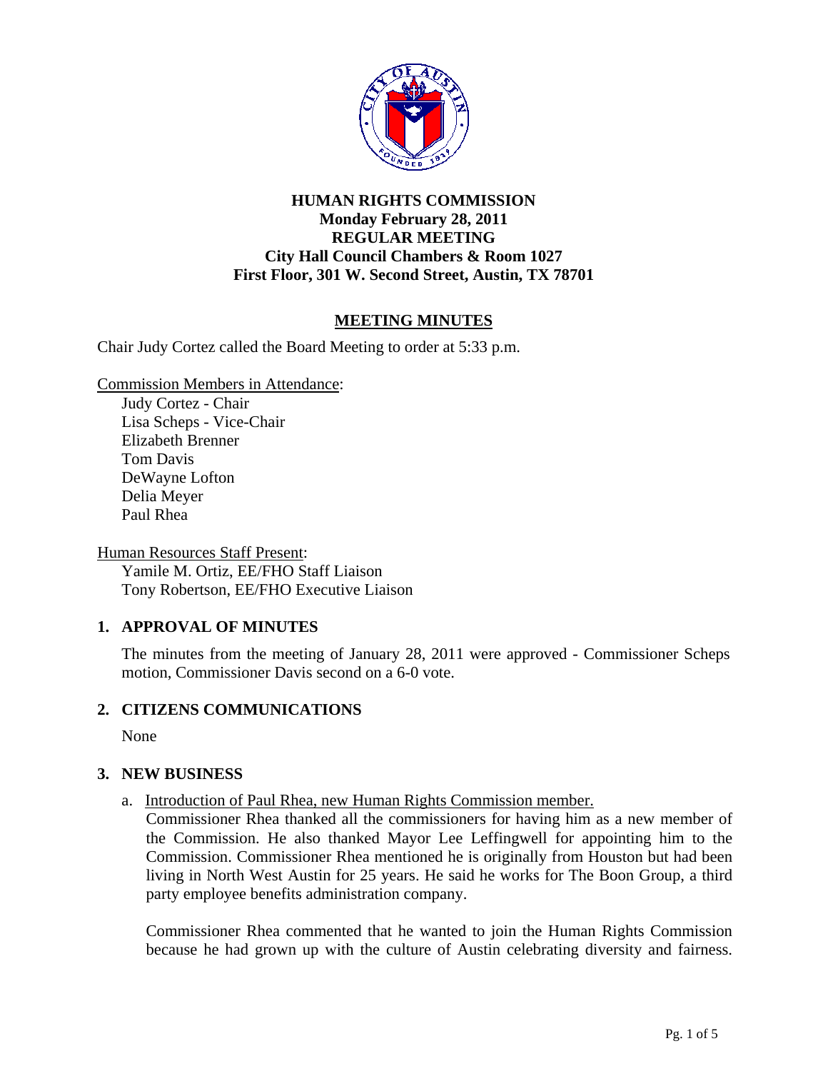# HUMAN RIGHTS COMMISSION
## Monday February 28, 2011
## REGULAR MEETING
## City Hall Council Chambers & Room 1027
## First Floor, 301 W. Second Street, Austin, TX 78701

## MEETING MINUTES

Chair Judy Cortez called the Board Meeting to order at 5:33 p.m.

Commission Members in Attendance:

Judy Cortez - Chair
Lisa Scheps - Vice-Chair
Elizabeth Brenner
Tom Davis
DeWayne Lofton
Delia Meyer
Paul Rhea

Human Resources Staff Present:

Yamile M. Ortiz, EE/FHO Staff Liaison
Tony Robertson, EE/FHO Executive Liaison

### 1. APPROVAL OF MINUTES

The minutes from the meeting of January 28, 2011 were approved - Commissioner Scheps motion, Commissioner Davis second on a 6-0 vote.

### 2. CITIZENS COMMUNICATIONS

None

### 3. NEW BUSINESS

a. Introduction of Paul Rhea, new Human Rights Commission member.

Commissioner Rhea thanked all the commissioners for having him as a new member of the Commission. He also thanked Mayor Lee Leffingwell for appointing him to the Commission. Commissioner Rhea mentioned he is originally from Houston but had been living in North West Austin for 25 years. He said he works for The Boon Group, a third party employee benefits administration company.

Commissioner Rhea commented that he wanted to join the Human Rights Commission because he had grown up with the culture of Austin celebrating diversity and fairness.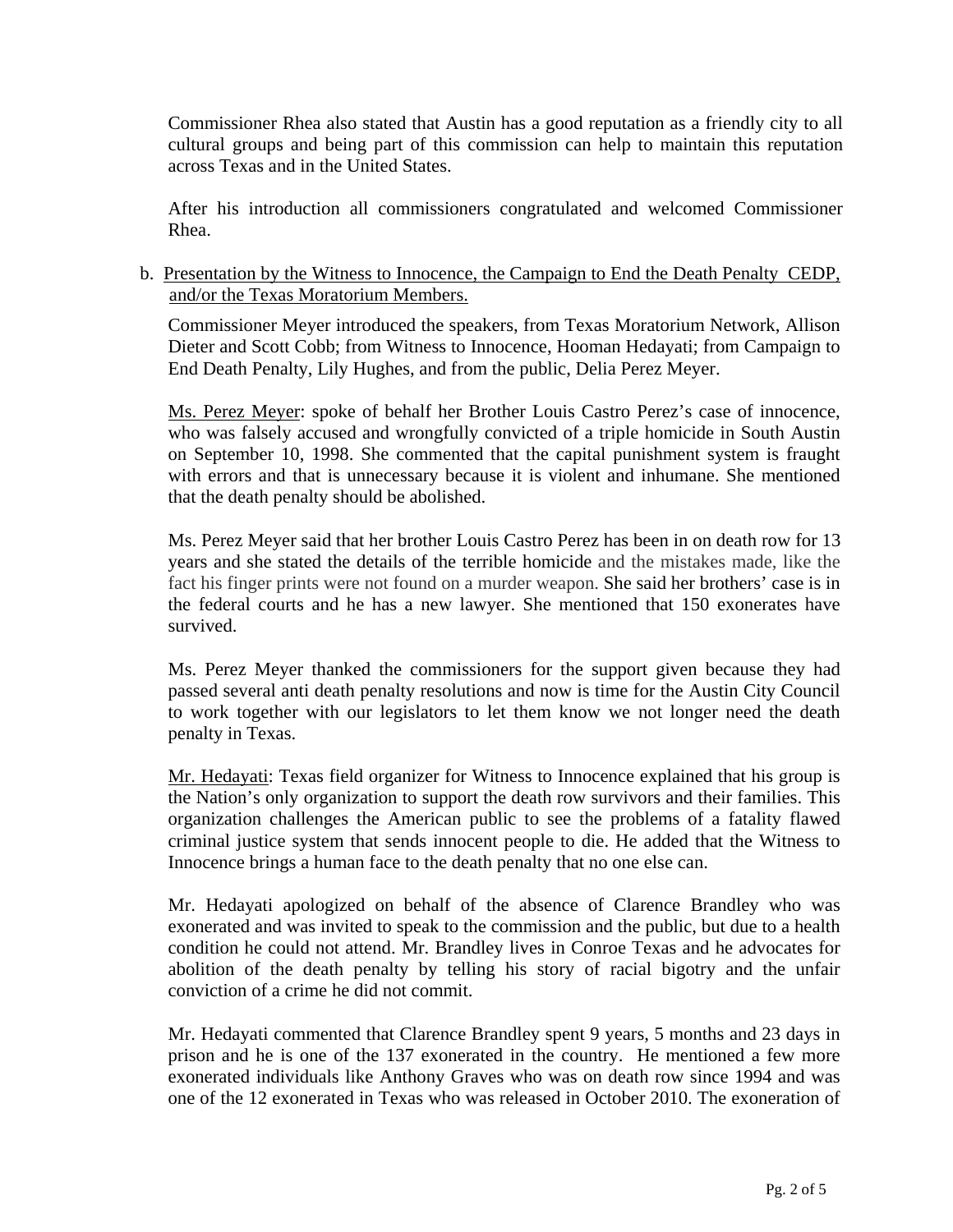Commissioner Rhea also stated that Austin has a good reputation as a friendly city to all cultural groups and being part of this commission can help to maintain this reputation across Texas and in the United States.

After his introduction all commissioners congratulated and welcomed Commissioner Rhea.

b. Presentation by the Witness to Innocence, the Campaign to End the Death Penalty CEDP, and/or the Texas Moratorium Members.

Commissioner Meyer introduced the speakers, from Texas Moratorium Network, Allison Dieter and Scott Cobb; from Witness to Innocence, Hooman Hedayati; from Campaign to End Death Penalty, Lily Hughes, and from the public, Delia Perez Meyer.

Ms. Perez Meyer: spoke of behalf her Brother Louis Castro Perez's case of innocence, who was falsely accused and wrongfully convicted of a triple homicide in South Austin on September 10, 1998. She commented that the capital punishment system is fraught with errors and that is unnecessary because it is violent and inhumane. She mentioned that the death penalty should be abolished.

Ms. Perez Meyer said that her brother Louis Castro Perez has been in on death row for 13 years and she stated the details of the terrible homicide and the mistakes made, like the fact his finger prints were not found on a murder weapon. She said her brothers' case is in the federal courts and he has a new lawyer. She mentioned that 150 exonerates have survived.

Ms. Perez Meyer thanked the commissioners for the support given because they had passed several anti death penalty resolutions and now is time for the Austin City Council to work together with our legislators to let them know we not longer need the death penalty in Texas.

Mr. Hedayati: Texas field organizer for Witness to Innocence explained that his group is the Nation's only organization to support the death row survivors and their families. This organization challenges the American public to see the problems of a fatality flawed criminal justice system that sends innocent people to die. He added that the Witness to Innocence brings a human face to the death penalty that no one else can.

Mr. Hedayati apologized on behalf of the absence of Clarence Brandley who was exonerated and was invited to speak to the commission and the public, but due to a health condition he could not attend. Mr. Brandley lives in Conroe Texas and he advocates for abolition of the death penalty by telling his story of racial bigotry and the unfair conviction of a crime he did not commit.

Mr. Hedayati commented that Clarence Brandley spent 9 years, 5 months and 23 days in prison and he is one of the 137 exonerated in the country. He mentioned a few more exonerated individuals like Anthony Graves who was on death row since 1994 and was one of the 12 exonerated in Texas who was released in October 2010. The exoneration of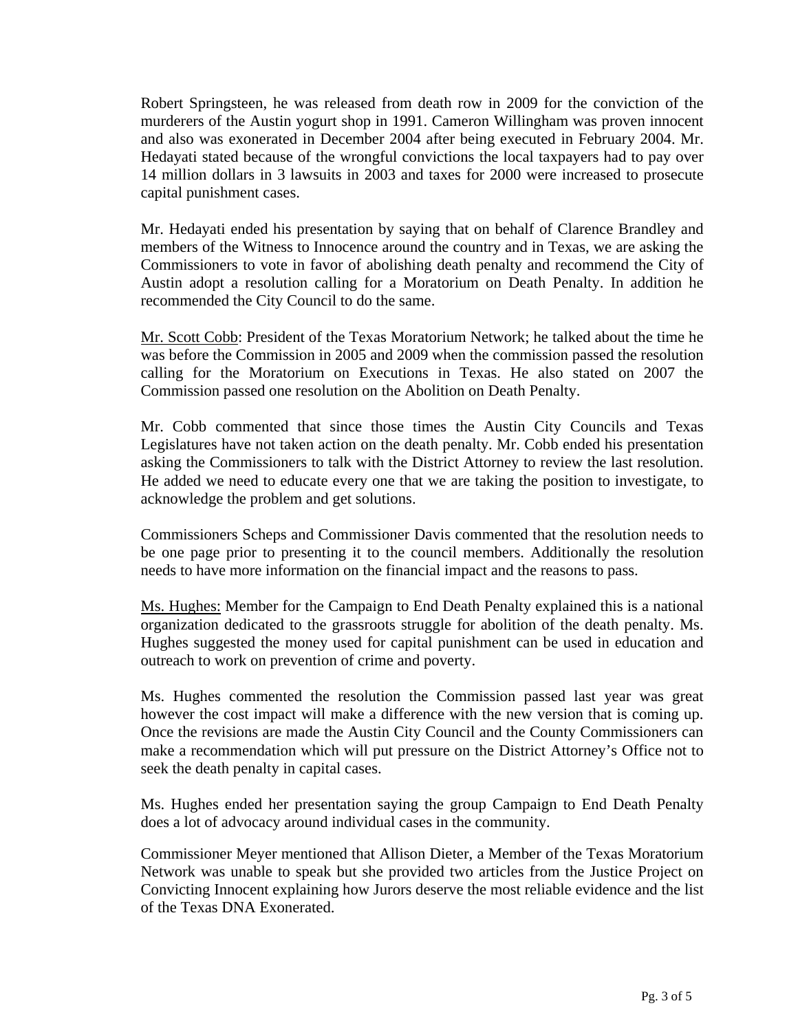Robert Springsteen, he was released from death row in 2009 for the conviction of the murderers of the Austin yogurt shop in 1991. Cameron Willingham was proven innocent and also was exonerated in December 2004 after being executed in February 2004. Mr. Hedayati stated because of the wrongful convictions the local taxpayers had to pay over 14 million dollars in 3 lawsuits in 2003 and taxes for 2000 were increased to prosecute capital punishment cases.

Mr. Hedayati ended his presentation by saying that on behalf of Clarence Brandley and members of the Witness to Innocence around the country and in Texas, we are asking the Commissioners to vote in favor of abolishing death penalty and recommend the City of Austin adopt a resolution calling for a Moratorium on Death Penalty. In addition he recommended the City Council to do the same.

Mr. Scott Cobb: President of the Texas Moratorium Network; he talked about the time he was before the Commission in 2005 and 2009 when the commission passed the resolution calling for the Moratorium on Executions in Texas. He also stated on 2007 the Commission passed one resolution on the Abolition on Death Penalty.

Mr. Cobb commented that since those times the Austin City Councils and Texas Legislatures have not taken action on the death penalty. Mr. Cobb ended his presentation asking the Commissioners to talk with the District Attorney to review the last resolution. He added we need to educate every one that we are taking the position to investigate, to acknowledge the problem and get solutions.

Commissioners Scheps and Commissioner Davis commented that the resolution needs to be one page prior to presenting it to the council members. Additionally the resolution needs to have more information on the financial impact and the reasons to pass.

Ms. Hughes: Member for the Campaign to End Death Penalty explained this is a national organization dedicated to the grassroots struggle for abolition of the death penalty. Ms. Hughes suggested the money used for capital punishment can be used in education and outreach to work on prevention of crime and poverty.

Ms. Hughes commented the resolution the Commission passed last year was great however the cost impact will make a difference with the new version that is coming up. Once the revisions are made the Austin City Council and the County Commissioners can make a recommendation which will put pressure on the District Attorney's Office not to seek the death penalty in capital cases.

Ms. Hughes ended her presentation saying the group Campaign to End Death Penalty does a lot of advocacy around individual cases in the community.

Commissioner Meyer mentioned that Allison Dieter, a Member of the Texas Moratorium Network was unable to speak but she provided two articles from the Justice Project on Convicting Innocent explaining how Jurors deserve the most reliable evidence and the list of the Texas DNA Exonerated.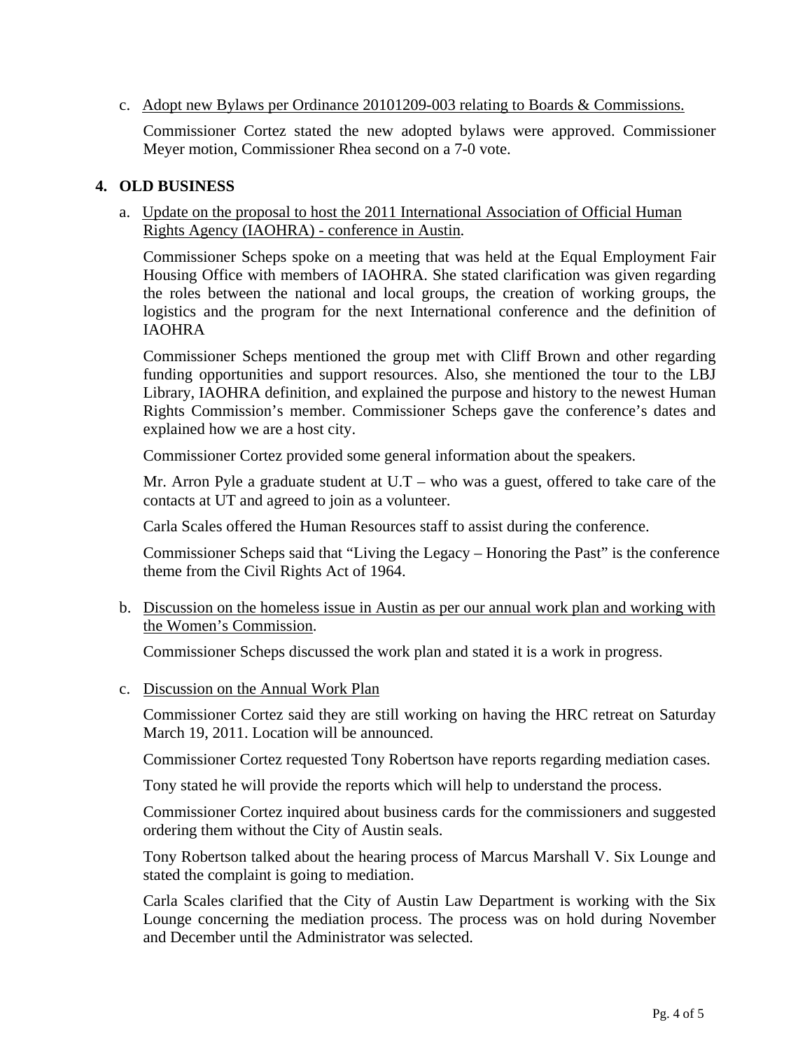c. Adopt new Bylaws per Ordinance 20101209-003 relating to Boards & Commissions.

Commissioner Cortez stated the new adopted bylaws were approved. Commissioner Meyer motion, Commissioner Rhea second on a 7-0 vote.

## 4. OLD BUSINESS

a. Update on the proposal to host the 2011 International Association of Official Human Rights Agency (IAOHRA) - conference in Austin.

Commissioner Scheps spoke on a meeting that was held at the Equal Employment Fair Housing Office with members of IAOHRA. She stated clarification was given regarding the roles between the national and local groups, the creation of working groups, the logistics and the program for the next International conference and the definition of IAOHRA

Commissioner Scheps mentioned the group met with Cliff Brown and other regarding funding opportunities and support resources. Also, she mentioned the tour to the LBJ Library, IAOHRA definition, and explained the purpose and history to the newest Human Rights Commission's member. Commissioner Scheps gave the conference's dates and explained how we are a host city.

Commissioner Cortez provided some general information about the speakers.

Mr. Arron Pyle a graduate student at U.T – who was a guest, offered to take care of the contacts at UT and agreed to join as a volunteer.

Carla Scales offered the Human Resources staff to assist during the conference.

Commissioner Scheps said that "Living the Legacy – Honoring the Past" is the conference theme from the Civil Rights Act of 1964.

b. Discussion on the homeless issue in Austin as per our annual work plan and working with the Women's Commission.

Commissioner Scheps discussed the work plan and stated it is a work in progress.

c. Discussion on the Annual Work Plan

Commissioner Cortez said they are still working on having the HRC retreat on Saturday March 19, 2011. Location will be announced.

Commissioner Cortez requested Tony Robertson have reports regarding mediation cases.

Tony stated he will provide the reports which will help to understand the process.

Commissioner Cortez inquired about business cards for the commissioners and suggested ordering them without the City of Austin seals.

Tony Robertson talked about the hearing process of Marcus Marshall V. Six Lounge and stated the complaint is going to mediation.

Carla Scales clarified that the City of Austin Law Department is working with the Six Lounge concerning the mediation process. The process was on hold during November and December until the Administrator was selected.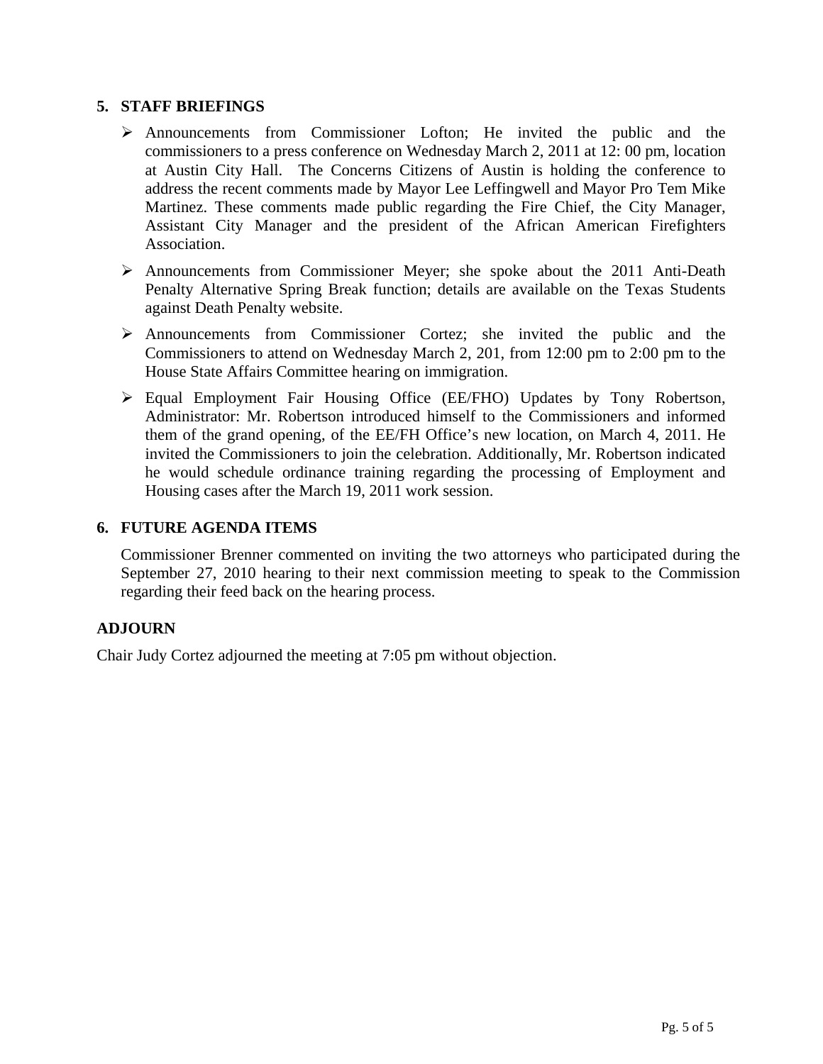## 5. STAFF BRIEFINGS

- Announcements from Commissioner Lofton; He invited the public and the commissioners to a press conference on Wednesday March 2, 2011 at 12: 00 pm, location at Austin City Hall. The Concerns Citizens of Austin is holding the conference to address the recent comments made by Mayor Lee Leffingwell and Mayor Pro Tem Mike Martinez. These comments made public regarding the Fire Chief, the City Manager, Assistant City Manager and the president of the African American Firefighters Association.
- Announcements from Commissioner Meyer; she spoke about the 2011 Anti-Death Penalty Alternative Spring Break function; details are available on the Texas Students against Death Penalty website.
- Announcements from Commissioner Cortez; she invited the public and the Commissioners to attend on Wednesday March 2, 201, from 12:00 pm to 2:00 pm to the House State Affairs Committee hearing on immigration.
- Equal Employment Fair Housing Office (EE/FHO) Updates by Tony Robertson, Administrator: Mr. Robertson introduced himself to the Commissioners and informed them of the grand opening, of the EE/FH Office's new location, on March 4, 2011. He invited the Commissioners to join the celebration. Additionally, Mr. Robertson indicated he would schedule ordinance training regarding the processing of Employment and Housing cases after the March 19, 2011 work session.

## 6. FUTURE AGENDA ITEMS

Commissioner Brenner commented on inviting the two attorneys who participated during the September 27, 2010 hearing to their next commission meeting to speak to the Commission regarding their feed back on the hearing process.

## ADJOURN

Chair Judy Cortez adjourned the meeting at 7:05 pm without objection.